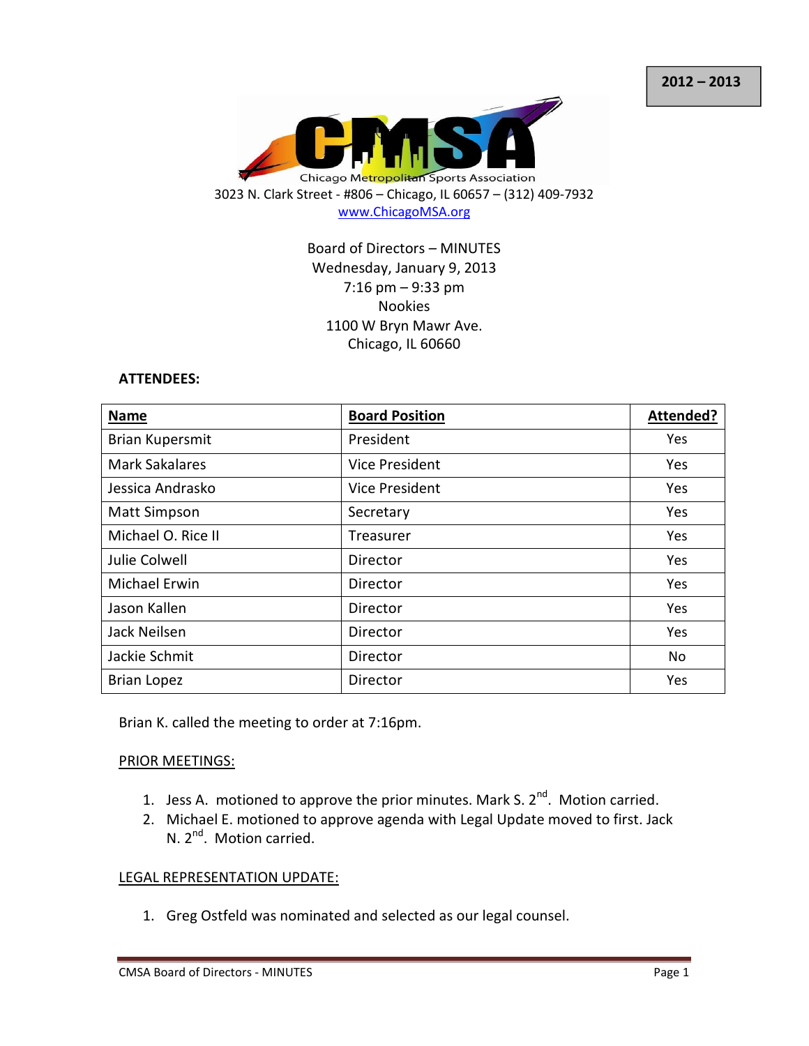2012 – 2013

Chicago Metropolitan Sports Association

3023 N. Clark Street - #806 – Chicago, IL 60657 – (312) 409-7932
www.ChicagoMSA.org

Board of Directors – MINUTES
Wednesday, January 9, 2013
7:16 pm – 9:33 pm
Nookies
1100 W Bryn Mawr Ave.
Chicago, IL 60660

**ATTENDEES:**

| Name | Board Position | Attended? |
| --- | --- | --- |
| Brian Kupersmit | President | Yes |
| Mark Sakalares | Vice President | Yes |
| Jessica Andrasko | Vice President | Yes |
| Matt Simpson | Secretary | Yes |
| Michael O. Rice II | Treasurer | Yes |
| Julie Colwell | Director | Yes |
| Michael Erwin | Director | Yes |
| Jason Kallen | Director | Yes |
| Jack Neilsen | Director | Yes |
| Jackie Schmit | Director | No |
| Brian Lopez | Director | Yes |

Brian K. called the meeting to order at 7:16pm.

PRIOR MEETINGS:

1. Jess A. motioned to approve the prior minutes. Mark S. 2nd. Motion carried.
2. Michael E. motioned to approve agenda with Legal Update moved to first. Jack N. 2nd. Motion carried.

LEGAL REPRESENTATION UPDATE:

1. Greg Ostfeld was nominated and selected as our legal counsel.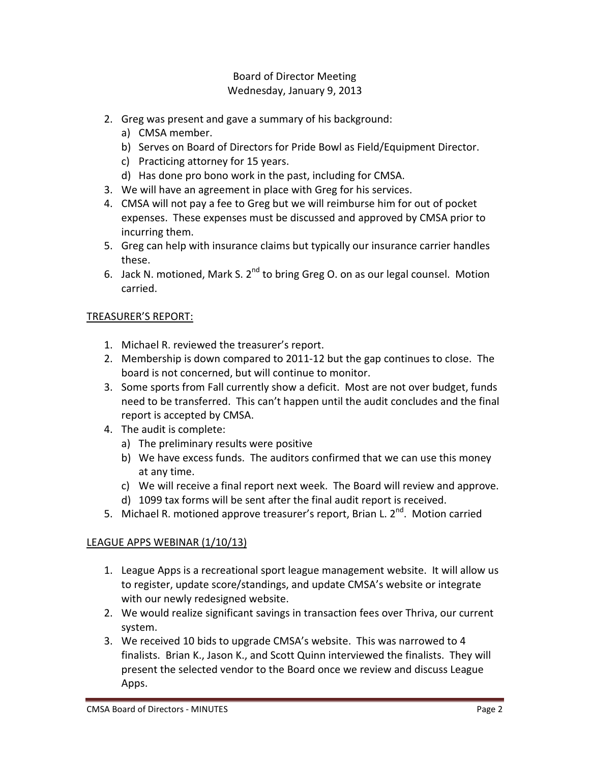Board of Director Meeting
Wednesday, January 9, 2013

2. Greg was present and gave a summary of his background:
   a) CMSA member.
   b) Serves on Board of Directors for Pride Bowl as Field/Equipment Director.
   c) Practicing attorney for 15 years.
   d) Has done pro bono work in the past, including for CMSA.
3. We will have an agreement in place with Greg for his services.
4. CMSA will not pay a fee to Greg but we will reimburse him for out of pocket expenses. These expenses must be discussed and approved by CMSA prior to incurring them.
5. Greg can help with insurance claims but typically our insurance carrier handles these.
6. Jack N. motioned, Mark S. 2nd to bring Greg O. on as our legal counsel. Motion carried.

## TREASURER'S REPORT:

1. Michael R. reviewed the treasurer's report.
2. Membership is down compared to 2011-12 but the gap continues to close. The board is not concerned, but will continue to monitor.
3. Some sports from Fall currently show a deficit. Most are not over budget, funds need to be transferred. This can't happen until the audit concludes and the final report is accepted by CMSA.
4. The audit is complete:
   a) The preliminary results were positive
   b) We have excess funds. The auditors confirmed that we can use this money at any time.
   c) We will receive a final report next week. The Board will review and approve.
   d) 1099 tax forms will be sent after the final audit report is received.
5. Michael R. motioned approve treasurer's report, Brian L. 2nd. Motion carried

## LEAGUE APPS WEBINAR (1/10/13)

1. League Apps is a recreational sport league management website. It will allow us to register, update score/standings, and update CMSA's website or integrate with our newly redesigned website.
2. We would realize significant savings in transaction fees over Thriva, our current system.
3. We received 10 bids to upgrade CMSA's website. This was narrowed to 4 finalists. Brian K., Jason K., and Scott Quinn interviewed the finalists. They will present the selected vendor to the Board once we review and discuss League Apps.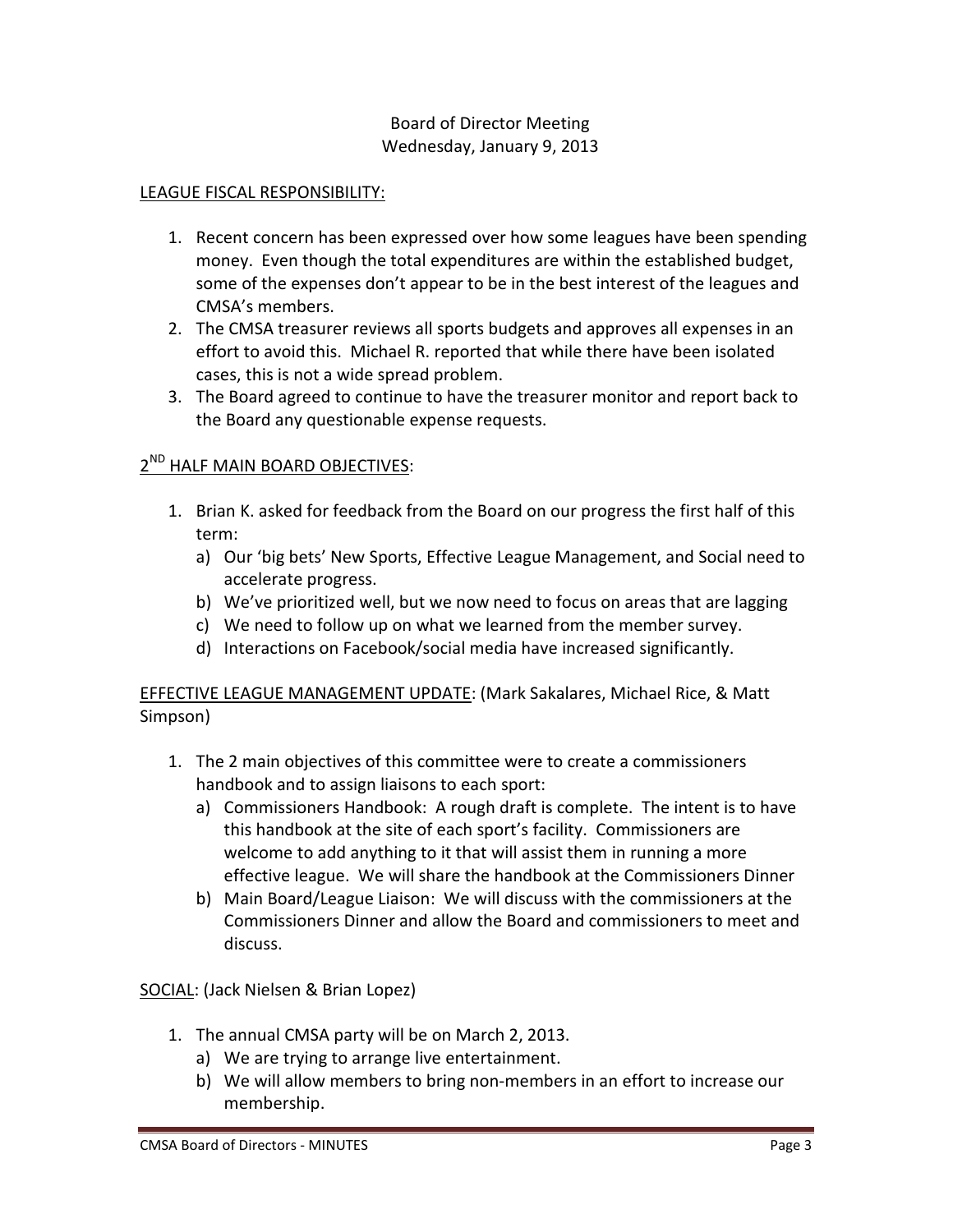Board of Director Meeting
Wednesday, January 9, 2013

LEAGUE FISCAL RESPONSIBILITY:

1. Recent concern has been expressed over how some leagues have been spending money. Even though the total expenditures are within the established budget, some of the expenses don't appear to be in the best interest of the leagues and CMSA's members.
2. The CMSA treasurer reviews all sports budgets and approves all expenses in an effort to avoid this. Michael R. reported that while there have been isolated cases, this is not a wide spread problem.
3. The Board agreed to continue to have the treasurer monitor and report back to the Board any questionable expense requests.

2ND HALF MAIN BOARD OBJECTIVES:

1. Brian K. asked for feedback from the Board on our progress the first half of this term:
   a) Our 'big bets' New Sports, Effective League Management, and Social need to accelerate progress.
   b) We've prioritized well, but we now need to focus on areas that are lagging
   c) We need to follow up on what we learned from the member survey.
   d) Interactions on Facebook/social media have increased significantly.

EFFECTIVE LEAGUE MANAGEMENT UPDATE: (Mark Sakalares, Michael Rice, & Matt Simpson)

1. The 2 main objectives of this committee were to create a commissioners handbook and to assign liaisons to each sport:
   a) Commissioners Handbook: A rough draft is complete. The intent is to have this handbook at the site of each sport's facility. Commissioners are welcome to add anything to it that will assist them in running a more effective league. We will share the handbook at the Commissioners Dinner
   b) Main Board/League Liaison: We will discuss with the commissioners at the Commissioners Dinner and allow the Board and commissioners to meet and discuss.

SOCIAL: (Jack Nielsen & Brian Lopez)

1. The annual CMSA party will be on March 2, 2013.
   a) We are trying to arrange live entertainment.
   b) We will allow members to bring non-members in an effort to increase our membership.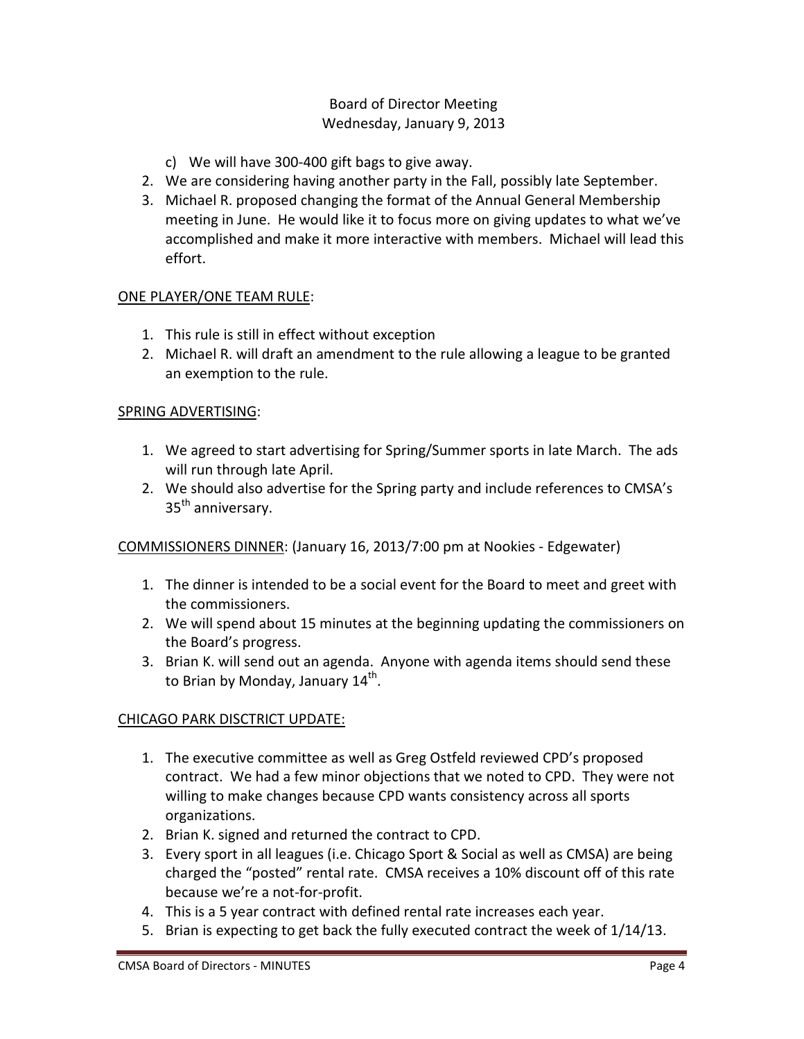Board of Director Meeting
Wednesday, January 9, 2013

   c) We will have 300-400 gift bags to give away.
2. We are considering having another party in the Fall, possibly late September.
3. Michael R. proposed changing the format of the Annual General Membership meeting in June. He would like it to focus more on giving updates to what we've accomplished and make it more interactive with members. Michael will lead this effort.

<u>ONE PLAYER/ONE TEAM RULE</u>:

1. This rule is still in effect without exception
2. Michael R. will draft an amendment to the rule allowing a league to be granted an exemption to the rule.

<u>SPRING ADVERTISING</u>:

1. We agreed to start advertising for Spring/Summer sports in late March. The ads will run through late April.
2. We should also advertise for the Spring party and include references to CMSA's 35th anniversary.

<u>COMMISSIONERS DINNER</u>: (January 16, 2013/7:00 pm at Nookies - Edgewater)

1. The dinner is intended to be a social event for the Board to meet and greet with the commissioners.
2. We will spend about 15 minutes at the beginning updating the commissioners on the Board's progress.
3. Brian K. will send out an agenda. Anyone with agenda items should send these to Brian by Monday, January 14th.

<u>CHICAGO PARK DISCTRICT UPDATE:</u>

1. The executive committee as well as Greg Ostfeld reviewed CPD's proposed contract. We had a few minor objections that we noted to CPD. They were not willing to make changes because CPD wants consistency across all sports organizations.
2. Brian K. signed and returned the contract to CPD.
3. Every sport in all leagues (i.e. Chicago Sport & Social as well as CMSA) are being charged the "posted" rental rate. CMSA receives a 10% discount off of this rate because we're a not-for-profit.
4. This is a 5 year contract with defined rental rate increases each year.
5. Brian is expecting to get back the fully executed contract the week of 1/14/13.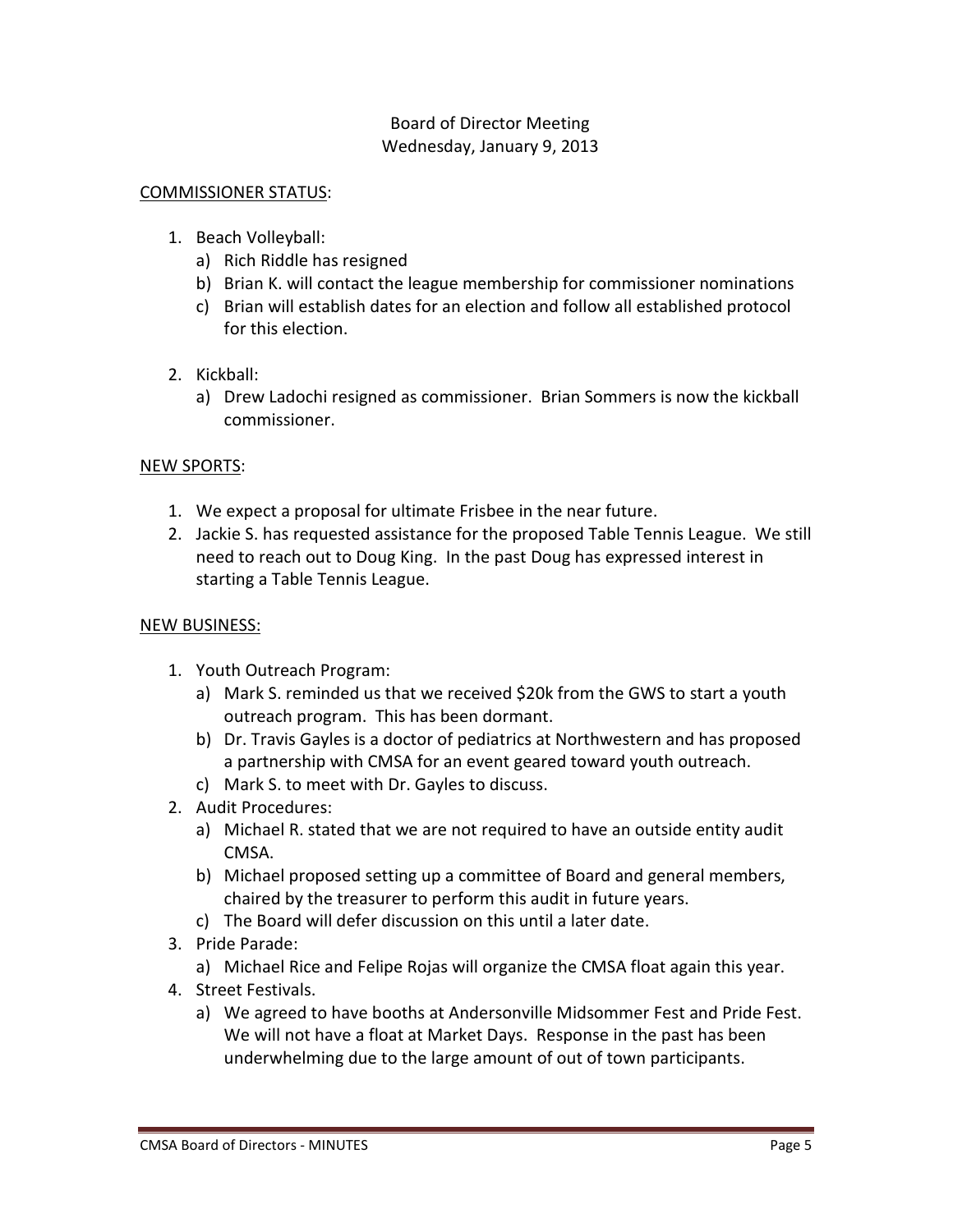Board of Director Meeting
Wednesday, January 9, 2013

COMMISSIONER STATUS:

1. Beach Volleyball:
   a) Rich Riddle has resigned
   b) Brian K. will contact the league membership for commissioner nominations
   c) Brian will establish dates for an election and follow all established protocol for this election.

2. Kickball:
   a) Drew Ladochi resigned as commissioner. Brian Sommers is now the kickball commissioner.

NEW SPORTS:

1. We expect a proposal for ultimate Frisbee in the near future.
2. Jackie S. has requested assistance for the proposed Table Tennis League. We still need to reach out to Doug King. In the past Doug has expressed interest in starting a Table Tennis League.

NEW BUSINESS:

1. Youth Outreach Program:
   a) Mark S. reminded us that we received $20k from the GWS to start a youth outreach program. This has been dormant.
   b) Dr. Travis Gayles is a doctor of pediatrics at Northwestern and has proposed a partnership with CMSA for an event geared toward youth outreach.
   c) Mark S. to meet with Dr. Gayles to discuss.
2. Audit Procedures:
   a) Michael R. stated that we are not required to have an outside entity audit CMSA.
   b) Michael proposed setting up a committee of Board and general members, chaired by the treasurer to perform this audit in future years.
   c) The Board will defer discussion on this until a later date.
3. Pride Parade:
   a) Michael Rice and Felipe Rojas will organize the CMSA float again this year.
4. Street Festivals.
   a) We agreed to have booths at Andersonville Midsommer Fest and Pride Fest. We will not have a float at Market Days. Response in the past has been underwhelming due to the large amount of out of town participants.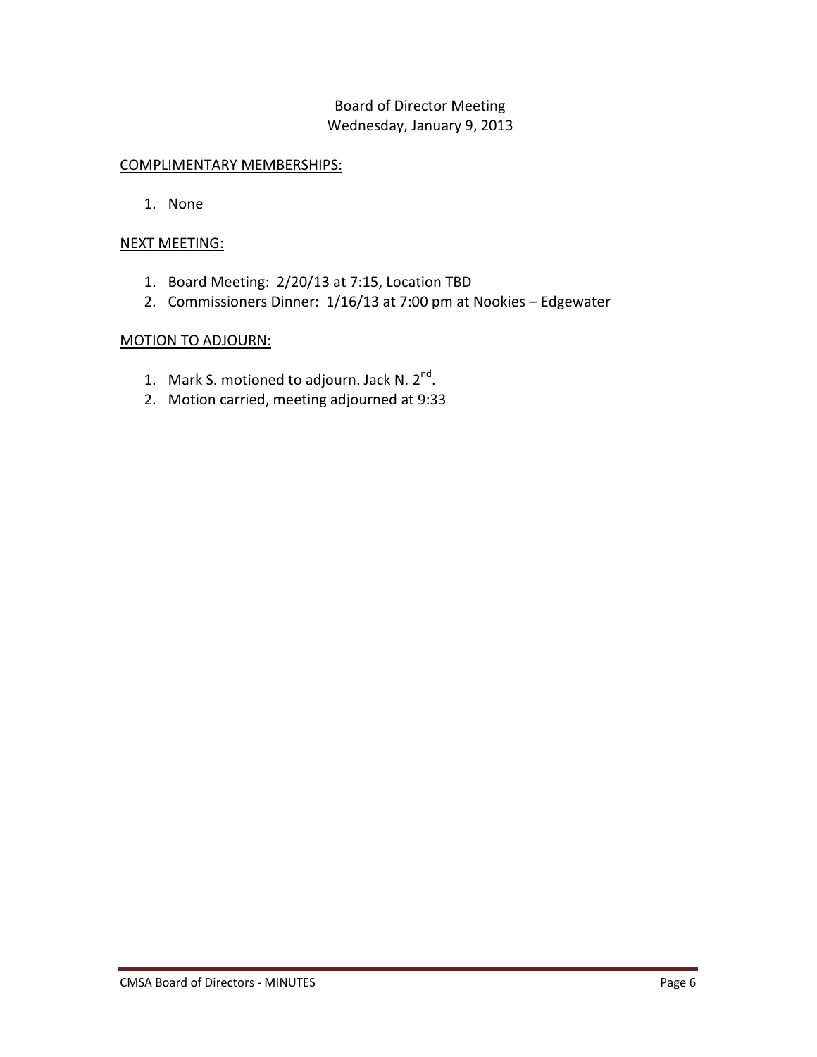Board of Director Meeting
Wednesday, January 9, 2013

COMPLIMENTARY MEMBERSHIPS:

1. None

NEXT MEETING:

1. Board Meeting: 2/20/13 at 7:15, Location TBD
2. Commissioners Dinner: 1/16/13 at 7:00 pm at Nookies – Edgewater

MOTION TO ADJOURN:

1. Mark S. motioned to adjourn. Jack N. 2nd.
2. Motion carried, meeting adjourned at 9:33